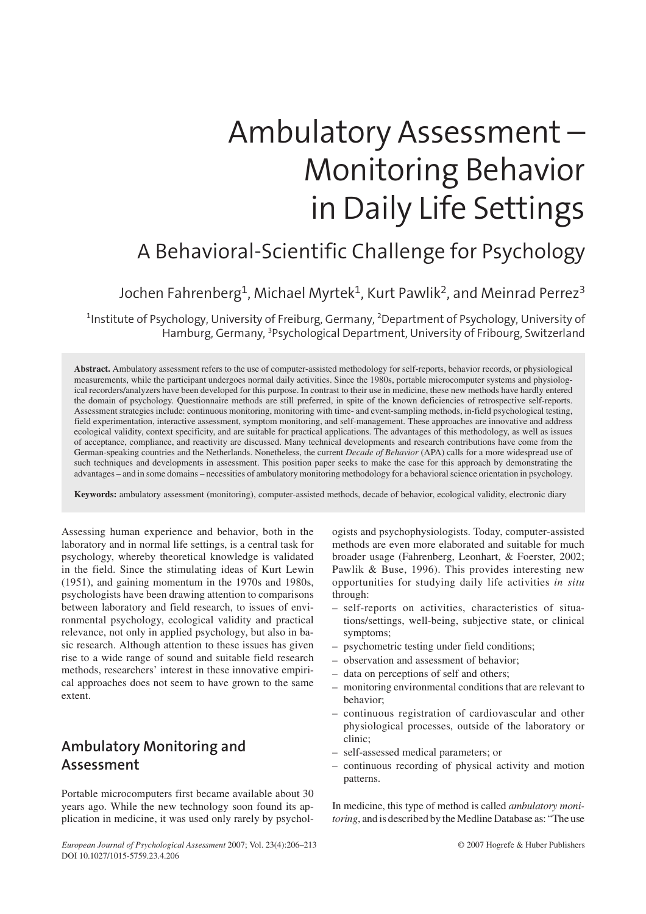# Ambulatory Assessment – Monitoring Behavior in Daily Life Settings

## A Behavioral-Scientific Challenge for Psychology

Jochen Fahrenberg[1], Michael Myrtek[1], Kurt Pawlik[2], and Meinrad Perrez[3]

[1]Institute of Psychology, University of Freiburg, Germany, [2]Department of Psychology, University of Hamburg, Germany, [3]Psychological Department, University of Fribourg, Switzerland

**Abstract.** Ambulatory assessment refers to the use of computer-assisted methodology for self-reports, behavior records, or physiological measurements, while the participant undergoes normal daily activities. Since the 1980s, portable microcomputer systems and physiological recorders/analyzers have been developed for this purpose. In contrast to their use in medicine, these new methods have hardly entered the domain of psychology. Questionnaire methods are still preferred, in spite of the known deficiencies of retrospective self-reports. Assessment strategies include: continuous monitoring, monitoring with time- and event-sampling methods, in-field psychological testing, field experimentation, interactive assessment, symptom monitoring, and self-management. These approaches are innovative and address ecological validity, context specificity, and are suitable for practical applications. The advantages of this methodology, as well as issues of acceptance, compliance, and reactivity are discussed. Many technical developments and research contributions have come from the German-speaking countries and the Netherlands. Nonetheless, the current *Decade of Behavior* (APA) calls for a more widespread use of such techniques and developments in assessment. This position paper seeks to make the case for this approach by demonstrating the advantages – and in some domains – necessities of ambulatory monitoring methodology for a behavioral science orientation in psychology.

**Keywords:** ambulatory assessment (monitoring), computer-assisted methods, decade of behavior, ecological validity, electronic diary

Assessing human experience and behavior, both in the laboratory and in normal life settings, is a central task for psychology, whereby theoretical knowledge is validated in the field. Since the stimulating ideas of Kurt Lewin (1951), and gaining momentum in the 1970s and 1980s, psychologists have been drawing attention to comparisons between laboratory and field research, to issues of environmental psychology, ecological validity and practical relevance, not only in applied psychology, but also in basic research. Although attention to these issues has given rise to a wide range of sound and suitable field research methods, researchers' interest in these innovative empirical approaches does not seem to have grown to the same extent.

## Ambulatory Monitoring and Assessment

Portable microcomputers first became available about 30 years ago. While the new technology soon found its application in medicine, it was used only rarely by psychologists and psychophysiologists. Today, computer-assisted methods are even more elaborated and suitable for much broader usage (Fahrenberg, Leonhart, & Foerster, 2002; Pawlik & Buse, 1996). This provides interesting new opportunities for studying daily life activities *in situ* through:

- self-reports on activities, characteristics of situations/settings, well-being, subjective state, or clinical symptoms;
- psychometric testing under field conditions;
- observation and assessment of behavior;
- data on perceptions of self and others;
- monitoring environmental conditions that are relevant to behavior;
- continuous registration of cardiovascular and other physiological processes, outside of the laboratory or clinic;
- self-assessed medical parameters; or
- continuous recording of physical activity and motion patterns.

In medicine, this type of method is called *ambulatory monitoring*, and is described by the Medline Database as: "The use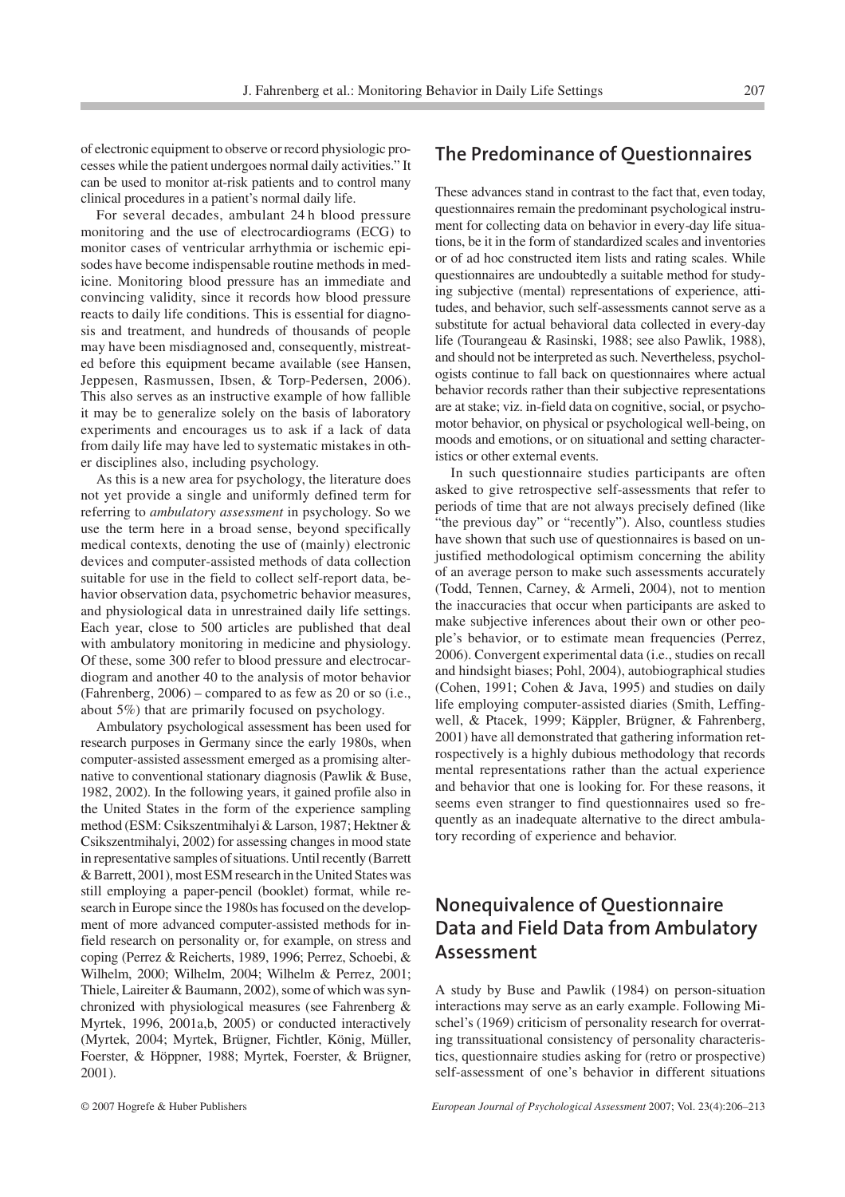of electronic equipment to observe or record physiologic processes while the patient undergoes normal daily activities." It can be used to monitor at-risk patients and to control many clinical procedures in a patient's normal daily life.

For several decades, ambulant 24 h blood pressure monitoring and the use of electrocardiograms (ECG) to monitor cases of ventricular arrhythmia or ischemic episodes have become indispensable routine methods in medicine. Monitoring blood pressure has an immediate and convincing validity, since it records how blood pressure reacts to daily life conditions. This is essential for diagnosis and treatment, and hundreds of thousands of people may have been misdiagnosed and, consequently, mistreated before this equipment became available (see Hansen, Jeppesen, Rasmussen, Ibsen, & Torp-Pedersen, 2006). This also serves as an instructive example of how fallible it may be to generalize solely on the basis of laboratory experiments and encourages us to ask if a lack of data from daily life may have led to systematic mistakes in other disciplines also, including psychology.

As this is a new area for psychology, the literature does not yet provide a single and uniformly defined term for referring to *ambulatory assessment* in psychology. So we use the term here in a broad sense, beyond specifically medical contexts, denoting the use of (mainly) electronic devices and computer-assisted methods of data collection suitable for use in the field to collect self-report data, behavior observation data, psychometric behavior measures, and physiological data in unrestrained daily life settings. Each year, close to 500 articles are published that deal with ambulatory monitoring in medicine and physiology. Of these, some 300 refer to blood pressure and electrocardiogram and another 40 to the analysis of motor behavior (Fahrenberg, 2006) – compared to as few as 20 or so (i.e., about 5%) that are primarily focused on psychology.

Ambulatory psychological assessment has been used for research purposes in Germany since the early 1980s, when computer-assisted assessment emerged as a promising alternative to conventional stationary diagnosis (Pawlik & Buse, 1982, 2002). In the following years, it gained profile also in the United States in the form of the experience sampling method (ESM: Csikszentmihalyi & Larson, 1987; Hektner & Csikszentmihalyi, 2002) for assessing changes in mood state in representative samples of situations. Until recently (Barrett & Barrett, 2001), most ESM research in the United States was still employing a paper-pencil (booklet) format, while research in Europe since the 1980s has focused on the development of more advanced computer-assisted methods for in-field research on personality or, for example, on stress and coping (Perrez & Reicherts, 1989, 1996; Perrez, Schoebi, & Wilhelm, 2000; Wilhelm, 2004; Wilhelm & Perrez, 2001; Thiele, Laireiter & Baumann, 2002), some of which was synchronized with physiological measures (see Fahrenberg & Myrtek, 1996, 2001a,b, 2005) or conducted interactively (Myrtek, 2004; Myrtek, Brügner, Fichtler, König, Müller, Foerster, & Höppner, 1988; Myrtek, Foerster, & Brügner, 2001).

## The Predominance of Questionnaires

These advances stand in contrast to the fact that, even today, questionnaires remain the predominant psychological instrument for collecting data on behavior in every-day life situations, be it in the form of standardized scales and inventories or of ad hoc constructed item lists and rating scales. While questionnaires are undoubtedly a suitable method for studying subjective (mental) representations of experience, attitudes, and behavior, such self-assessments cannot serve as a substitute for actual behavioral data collected in every-day life (Tourangeau & Rasinski, 1988; see also Pawlik, 1988), and should not be interpreted as such. Nevertheless, psychologists continue to fall back on questionnaires where actual behavior records rather than their subjective representations are at stake; viz. in-field data on cognitive, social, or psychomotor behavior, on physical or psychological well-being, on moods and emotions, or on situational and setting characteristics or other external events.

In such questionnaire studies participants are often asked to give retrospective self-assessments that refer to periods of time that are not always precisely defined (like "the previous day" or "recently"). Also, countless studies have shown that such use of questionnaires is based on unjustified methodological optimism concerning the ability of an average person to make such assessments accurately (Todd, Tennen, Carney, & Armeli, 2004), not to mention the inaccuracies that occur when participants are asked to make subjective inferences about their own or other people's behavior, or to estimate mean frequencies (Perrez, 2006). Convergent experimental data (i.e., studies on recall and hindsight biases; Pohl, 2004), autobiographical studies (Cohen, 1991; Cohen & Java, 1995) and studies on daily life employing computer-assisted diaries (Smith, Leffingwell, & Ptacek, 1999; Käppler, Brügner, & Fahrenberg, 2001) have all demonstrated that gathering information retrospectively is a highly dubious methodology that records mental representations rather than the actual experience and behavior that one is looking for. For these reasons, it seems even stranger to find questionnaires used so frequently as an inadequate alternative to the direct ambulatory recording of experience and behavior.

## Nonequivalence of Questionnaire Data and Field Data from Ambulatory Assessment

A study by Buse and Pawlik (1984) on person-situation interactions may serve as an early example. Following Mischel's (1969) criticism of personality research for overrating transsituational consistency of personality characteristics, questionnaire studies asking for (retro or prospective) self-assessment of one's behavior in different situations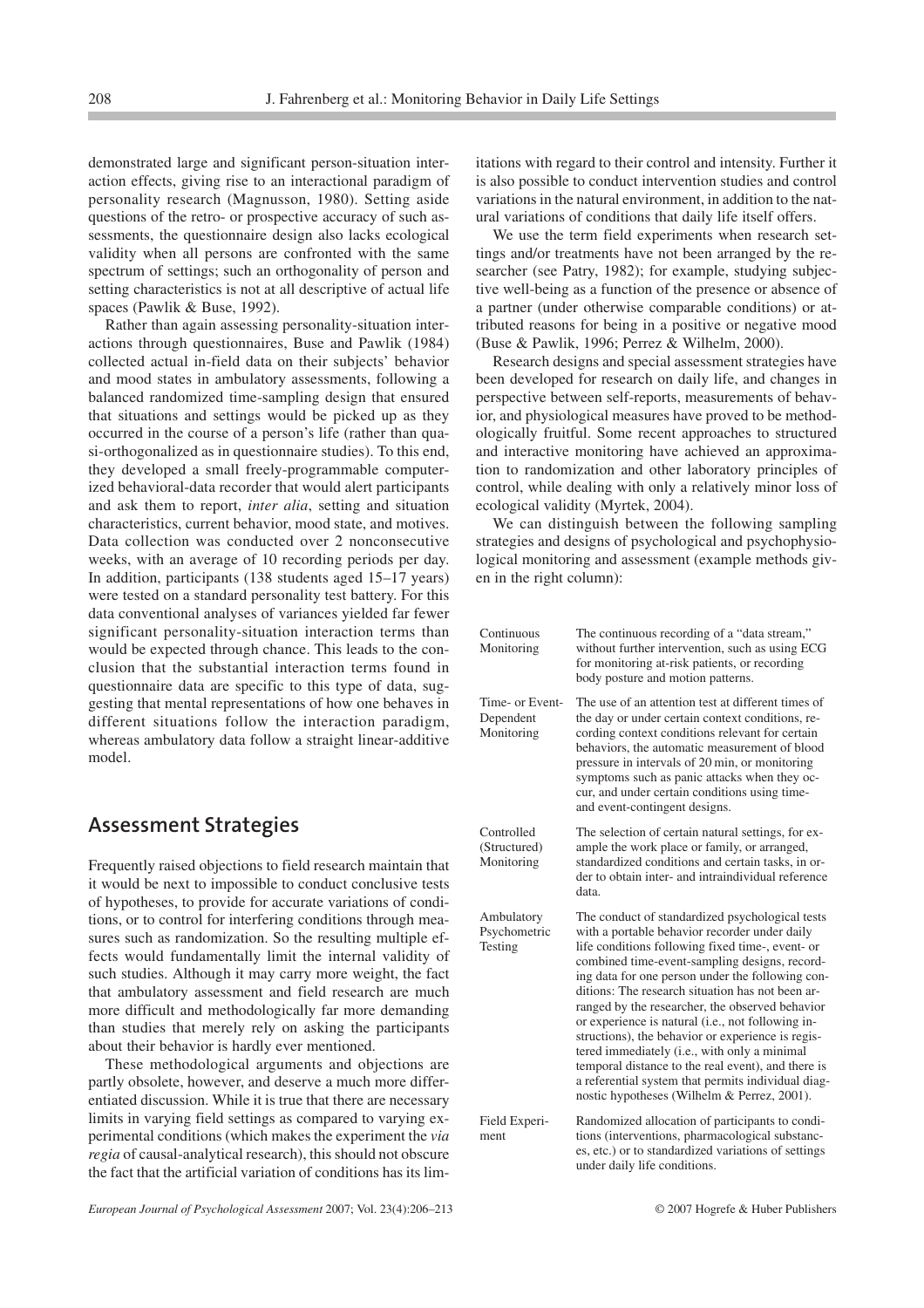demonstrated large and significant person-situation interaction effects, giving rise to an interactional paradigm of personality research (Magnusson, 1980). Setting aside questions of the retro- or prospective accuracy of such assessments, the questionnaire design also lacks ecological validity when all persons are confronted with the same spectrum of settings; such an orthogonality of person and setting characteristics is not at all descriptive of actual life spaces (Pawlik & Buse, 1992).

Rather than again assessing personality-situation interactions through questionnaires, Buse and Pawlik (1984) collected actual in-field data on their subjects' behavior and mood states in ambulatory assessments, following a balanced randomized time-sampling design that ensured that situations and settings would be picked up as they occurred in the course of a person's life (rather than quasi-orthogonalized as in questionnaire studies). To this end, they developed a small freely-programmable computerized behavioral-data recorder that would alert participants and ask them to report, *inter alia*, setting and situation characteristics, current behavior, mood state, and motives. Data collection was conducted over 2 nonconsecutive weeks, with an average of 10 recording periods per day. In addition, participants (138 students aged 15–17 years) were tested on a standard personality test battery. For this data conventional analyses of variances yielded far fewer significant personality-situation interaction terms than would be expected through chance. This leads to the conclusion that the substantial interaction terms found in questionnaire data are specific to this type of data, suggesting that mental representations of how one behaves in different situations follow the interaction paradigm, whereas ambulatory data follow a straight linear-additive model.

## Assessment Strategies

Frequently raised objections to field research maintain that it would be next to impossible to conduct conclusive tests of hypotheses, to provide for accurate variations of conditions, or to control for interfering conditions through measures such as randomization. So the resulting multiple effects would fundamentally limit the internal validity of such studies. Although it may carry more weight, the fact that ambulatory assessment and field research are much more difficult and methodologically far more demanding than studies that merely rely on asking the participants about their behavior is hardly ever mentioned.

These methodological arguments and objections are partly obsolete, however, and deserve a much more differentiated discussion. While it is true that there are necessary limits in varying field settings as compared to varying experimental conditions (which makes the experiment the *via regia* of causal-analytical research), this should not obscure the fact that the artificial variation of conditions has its limitations with regard to their control and intensity. Further it is also possible to conduct intervention studies and control variations in the natural environment, in addition to the natural variations of conditions that daily life itself offers.

We use the term field experiments when research settings and/or treatments have not been arranged by the researcher (see Patry, 1982); for example, studying subjective well-being as a function of the presence or absence of a partner (under otherwise comparable conditions) or attributed reasons for being in a positive or negative mood (Buse & Pawlik, 1996; Perrez & Wilhelm, 2000).

Research designs and special assessment strategies have been developed for research on daily life, and changes in perspective between self-reports, measurements of behavior, and physiological measures have proved to be methodologically fruitful. Some recent approaches to structured and interactive monitoring have achieved an approximation to randomization and other laboratory principles of control, while dealing with only a relatively minor loss of ecological validity (Myrtek, 2004).

We can distinguish between the following sampling strategies and designs of psychological and psychophysiological monitoring and assessment (example methods given in the right column):

| | |
|---|---|
| Continuous Monitoring | The continuous recording of a "data stream," without further intervention, such as using ECG for monitoring at-risk patients, or recording body posture and motion patterns. |
| Time- or Event-Dependent Monitoring | The use of an attention test at different times of the day or under certain context conditions, recording context conditions relevant for certain behaviors, the automatic measurement of blood pressure in intervals of 20 min, or monitoring symptoms such as panic attacks when they occur, and under certain conditions using time- and event-contingent designs. |
| Controlled (Structured) Monitoring | The selection of certain natural settings, for example the work place or family, or arranged, standardized conditions and certain tasks, in order to obtain inter- and intraindividual reference data. |
| Ambulatory Psychometric Testing | The conduct of standardized psychological tests with a portable behavior recorder under daily life conditions following fixed time-, event- or combined time-event-sampling designs, recording data for one person under the following conditions: The research situation has not been arranged by the researcher, the observed behavior or experience is natural (i.e., not following instructions), the behavior or experience is registered immediately (i.e., with only a minimal temporal distance to the real event), and there is a referential system that permits individual diagnostic hypotheses (Wilhelm & Perrez, 2001). |
| Field Experiment | Randomized allocation of participants to conditions (interventions, pharmacological substances, etc.) or to standardized variations of settings under daily life conditions. |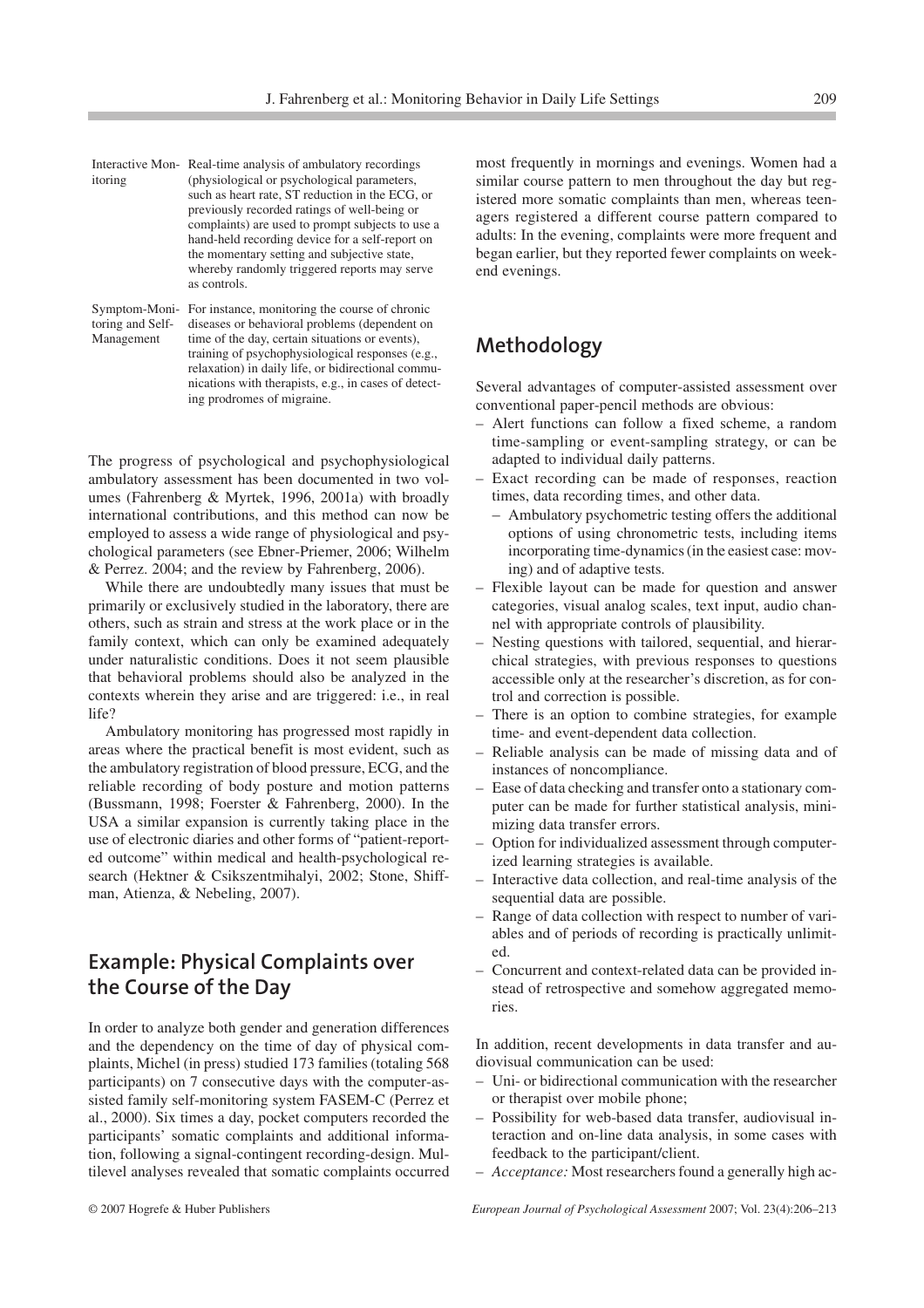| | |
|---|---|
| Interactive Monitoring | Real-time analysis of ambulatory recordings (physiological or psychological parameters, such as heart rate, ST reduction in the ECG, or previously recorded ratings of well-being or complaints) are used to prompt subjects to use a hand-held recording device for a self-report on the momentary setting and subjective state, whereby randomly triggered reports may serve as controls. |
| Symptom-Monitoring and Self-Management | For instance, monitoring the course of chronic diseases or behavioral problems (dependent on time of the day, certain situations or events), training of psychophysiological responses (e.g., relaxation) in daily life, or bidirectional communications with therapists, e.g., in cases of detecting prodromes of migraine. |

The progress of psychological and psychophysiological ambulatory assessment has been documented in two volumes (Fahrenberg & Myrtek, 1996, 2001a) with broadly international contributions, and this method can now be employed to assess a wide range of physiological and psychological parameters (see Ebner-Priemer, 2006; Wilhelm & Perrez. 2004; and the review by Fahrenberg, 2006).

While there are undoubtedly many issues that must be primarily or exclusively studied in the laboratory, there are others, such as strain and stress at the work place or in the family context, which can only be examined adequately under naturalistic conditions. Does it not seem plausible that behavioral problems should also be analyzed in the contexts wherein they arise and are triggered: i.e., in real life?

Ambulatory monitoring has progressed most rapidly in areas where the practical benefit is most evident, such as the ambulatory registration of blood pressure, ECG, and the reliable recording of body posture and motion patterns (Bussmann, 1998; Foerster & Fahrenberg, 2000). In the USA a similar expansion is currently taking place in the use of electronic diaries and other forms of "patient-reported outcome" within medical and health-psychological research (Hektner & Csikszentmihalyi, 2002; Stone, Shiffman, Atienza, & Nebeling, 2007).

## Example: Physical Complaints over the Course of the Day

In order to analyze both gender and generation differences and the dependency on the time of day of physical complaints, Michel (in press) studied 173 families (totaling 568 participants) on 7 consecutive days with the computer-assisted family self-monitoring system FASEM-C (Perrez et al., 2000). Six times a day, pocket computers recorded the participants' somatic complaints and additional information, following a signal-contingent recording-design. Multilevel analyses revealed that somatic complaints occurred most frequently in mornings and evenings. Women had a similar course pattern to men throughout the day but registered more somatic complaints than men, whereas teenagers registered a different course pattern compared to adults: In the evening, complaints were more frequent and began earlier, but they reported fewer complaints on weekend evenings.

## Methodology

Several advantages of computer-assisted assessment over conventional paper-pencil methods are obvious:

- Alert functions can follow a fixed scheme, a random time-sampling or event-sampling strategy, or can be adapted to individual daily patterns.
- Exact recording can be made of responses, reaction times, data recording times, and other data.
  - Ambulatory psychometric testing offers the additional options of using chronometric tests, including items incorporating time-dynamics (in the easiest case: moving) and of adaptive tests.
- Flexible layout can be made for question and answer categories, visual analog scales, text input, audio channel with appropriate controls of plausibility.
- Nesting questions with tailored, sequential, and hierarchical strategies, with previous responses to questions accessible only at the researcher's discretion, as for control and correction is possible.
- There is an option to combine strategies, for example time- and event-dependent data collection.
- Reliable analysis can be made of missing data and of instances of noncompliance.
- Ease of data checking and transfer onto a stationary computer can be made for further statistical analysis, minimizing data transfer errors.
- Option for individualized assessment through computerized learning strategies is available.
- Interactive data collection, and real-time analysis of the sequential data are possible.
- Range of data collection with respect to number of variables and of periods of recording is practically unlimited.
- Concurrent and context-related data can be provided instead of retrospective and somehow aggregated memories.

In addition, recent developments in data transfer and audiovisual communication can be used:

- Uni- or bidirectional communication with the researcher or therapist over mobile phone;
- Possibility for web-based data transfer, audiovisual interaction and on-line data analysis, in some cases with feedback to the participant/client.
- *Acceptance:* Most researchers found a generally high ac-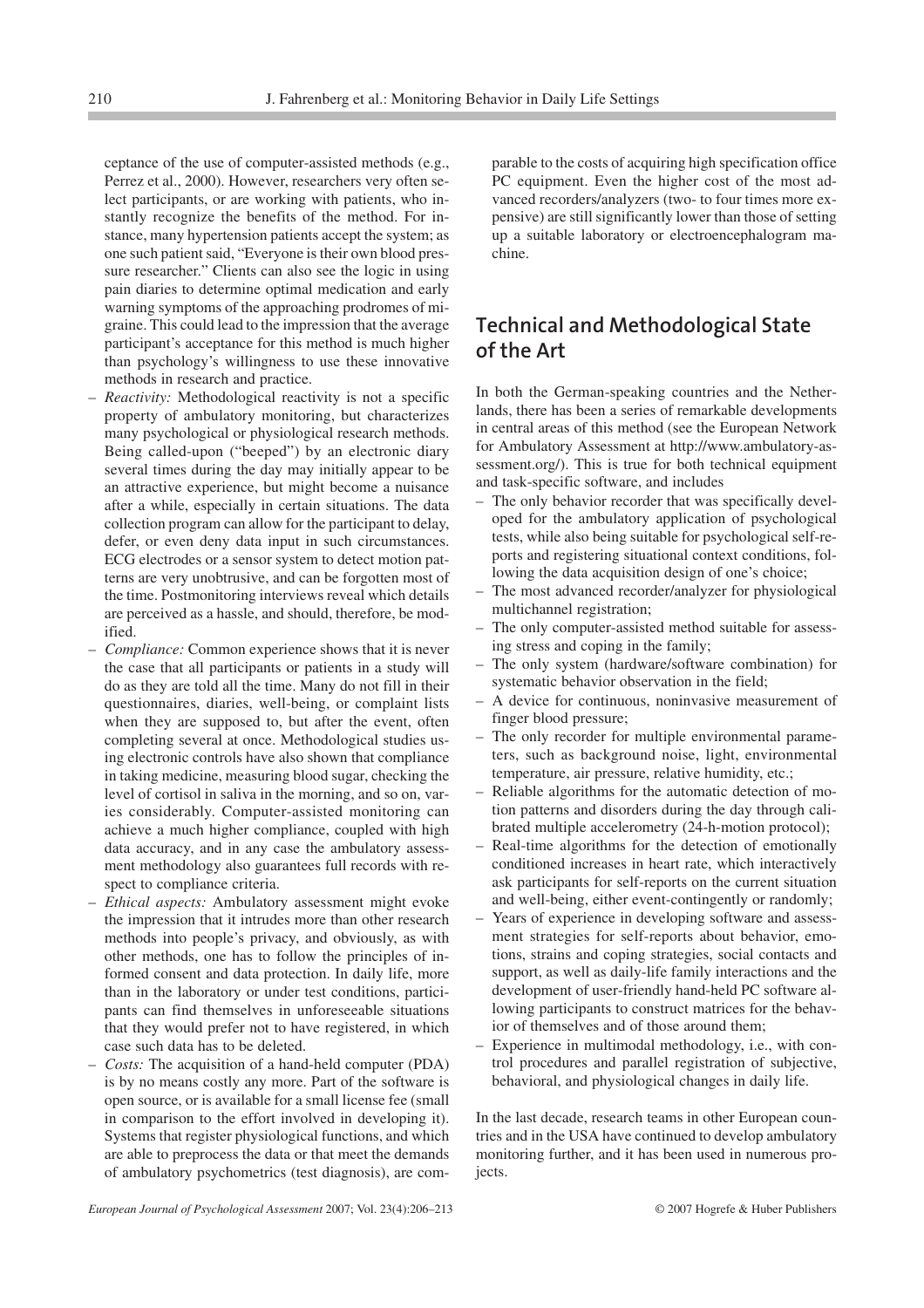ceptance of the use of computer-assisted methods (e.g., Perrez et al., 2000). However, researchers very often select participants, or are working with patients, who instantly recognize the benefits of the method. For instance, many hypertension patients accept the system; as one such patient said, "Everyone is their own blood pressure researcher." Clients can also see the logic in using pain diaries to determine optimal medication and early warning symptoms of the approaching prodromes of migraine. This could lead to the impression that the average participant's acceptance for this method is much higher than psychology's willingness to use these innovative methods in research and practice.

– *Reactivity:* Methodological reactivity is not a specific property of ambulatory monitoring, but characterizes many psychological or physiological research methods. Being called-upon ("beeped") by an electronic diary several times during the day may initially appear to be an attractive experience, but might become a nuisance after a while, especially in certain situations. The data collection program can allow for the participant to delay, defer, or even deny data input in such circumstances. ECG electrodes or a sensor system to detect motion patterns are very unobtrusive, and can be forgotten most of the time. Postmonitoring interviews reveal which details are perceived as a hassle, and should, therefore, be modified.
– *Compliance:* Common experience shows that it is never the case that all participants or patients in a study will do as they are told all the time. Many do not fill in their questionnaires, diaries, well-being, or complaint lists when they are supposed to, but after the event, often completing several at once. Methodological studies using electronic controls have also shown that compliance in taking medicine, measuring blood sugar, checking the level of cortisol in saliva in the morning, and so on, varies considerably. Computer-assisted monitoring can achieve a much higher compliance, coupled with high data accuracy, and in any case the ambulatory assessment methodology also guarantees full records with respect to compliance criteria.
– *Ethical aspects:* Ambulatory assessment might evoke the impression that it intrudes more than other research methods into people's privacy, and obviously, as with other methods, one has to follow the principles of informed consent and data protection. In daily life, more than in the laboratory or under test conditions, participants can find themselves in unforeseeable situations that they would prefer not to have registered, in which case such data has to be deleted.
– *Costs:* The acquisition of a hand-held computer (PDA) is by no means costly any more. Part of the software is open source, or is available for a small license fee (small in comparison to the effort involved in developing it). Systems that register physiological functions, and which are able to preprocess the data or that meet the demands of ambulatory psychometrics (test diagnosis), are comparable to the costs of acquiring high specification office PC equipment. Even the higher cost of the most advanced recorders/analyzers (two- to four times more expensive) are still significantly lower than those of setting up a suitable laboratory or electroencephalogram machine.

## Technical and Methodological State of the Art

In both the German-speaking countries and the Netherlands, there has been a series of remarkable developments in central areas of this method (see the European Network for Ambulatory Assessment at http://www.ambulatory-assessment.org/). This is true for both technical equipment and task-specific software, and includes

– The only behavior recorder that was specifically developed for the ambulatory application of psychological tests, while also being suitable for psychological self-reports and registering situational context conditions, following the data acquisition design of one's choice;
– The most advanced recorder/analyzer for physiological multichannel registration;
– The only computer-assisted method suitable for assessing stress and coping in the family;
– The only system (hardware/software combination) for systematic behavior observation in the field;
– A device for continuous, noninvasive measurement of finger blood pressure;
– The only recorder for multiple environmental parameters, such as background noise, light, environmental temperature, air pressure, relative humidity, etc.;
– Reliable algorithms for the automatic detection of motion patterns and disorders during the day through calibrated multiple accelerometry (24-h-motion protocol);
– Real-time algorithms for the detection of emotionally conditioned increases in heart rate, which interactively ask participants for self-reports on the current situation and well-being, either event-contingently or randomly;
– Years of experience in developing software and assessment strategies for self-reports about behavior, emotions, strains and coping strategies, social contacts and support, as well as daily-life family interactions and the development of user-friendly hand-held PC software allowing participants to construct matrices for the behavior of themselves and of those around them;
– Experience in multimodal methodology, i.e., with control procedures and parallel registration of subjective, behavioral, and physiological changes in daily life.

In the last decade, research teams in other European countries and in the USA have continued to develop ambulatory monitoring further, and it has been used in numerous projects.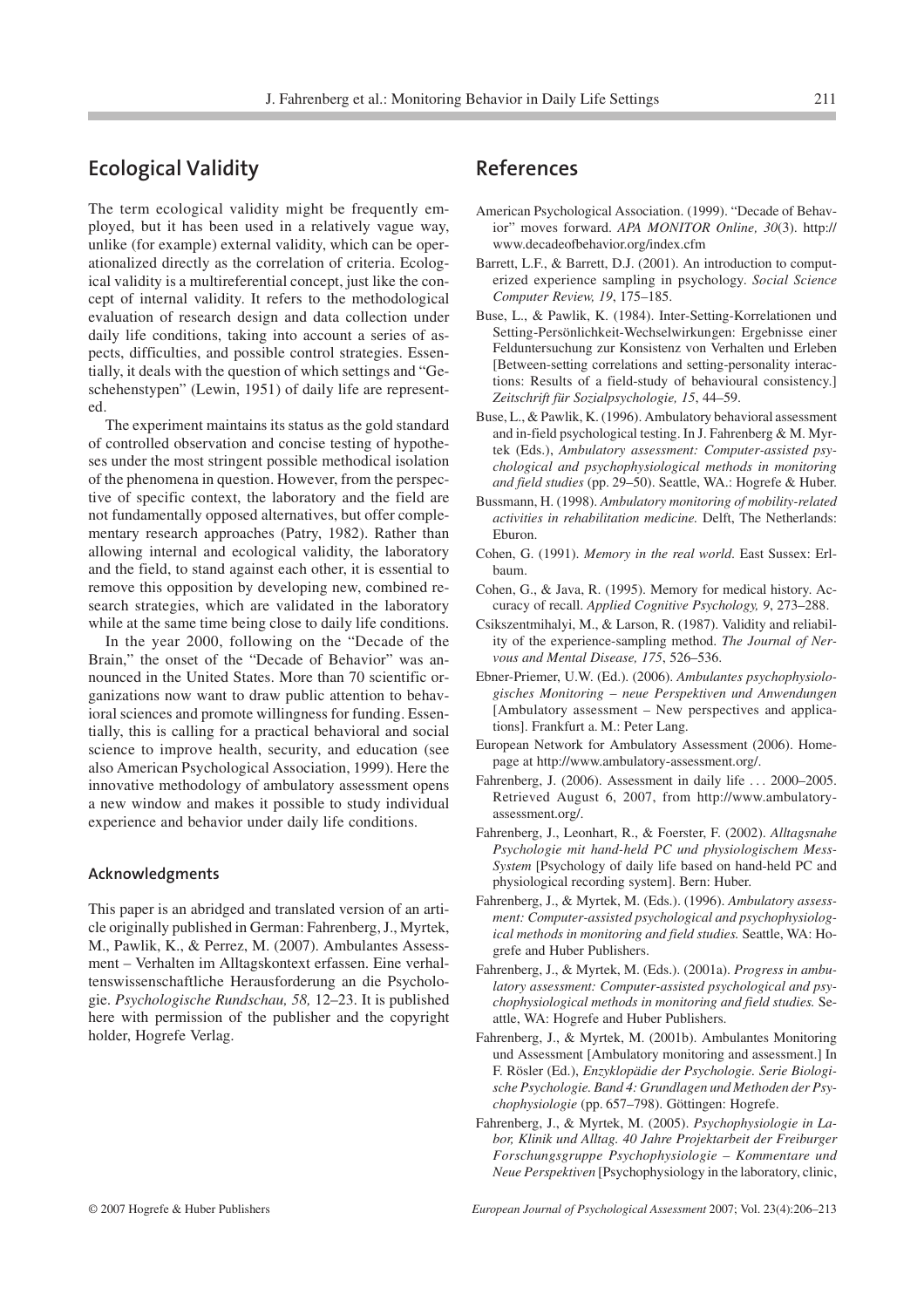## Ecological Validity

The term ecological validity might be frequently employed, but it has been used in a relatively vague way, unlike (for example) external validity, which can be operationalized directly as the correlation of criteria. Ecological validity is a multireferential concept, just like the concept of internal validity. It refers to the methodological evaluation of research design and data collection under daily life conditions, taking into account a series of aspects, difficulties, and possible control strategies. Essentially, it deals with the question of which settings and "Geschehenstypen" (Lewin, 1951) of daily life are represented.

The experiment maintains its status as the gold standard of controlled observation and concise testing of hypotheses under the most stringent possible methodical isolation of the phenomena in question. However, from the perspective of specific context, the laboratory and the field are not fundamentally opposed alternatives, but offer complementary research approaches (Patry, 1982). Rather than allowing internal and ecological validity, the laboratory and the field, to stand against each other, it is essential to remove this opposition by developing new, combined research strategies, which are validated in the laboratory while at the same time being close to daily life conditions.

In the year 2000, following on the "Decade of the Brain," the onset of the "Decade of Behavior" was announced in the United States. More than 70 scientific organizations now want to draw public attention to behavioral sciences and promote willingness for funding. Essentially, this is calling for a practical behavioral and social science to improve health, security, and education (see also American Psychological Association, 1999). Here the innovative methodology of ambulatory assessment opens a new window and makes it possible to study individual experience and behavior under daily life conditions.

### Acknowledgments

This paper is an abridged and translated version of an article originally published in German: Fahrenberg, J., Myrtek, M., Pawlik, K., & Perrez, M. (2007). Ambulantes Assessment – Verhalten im Alltagskontext erfassen. Eine verhaltenswissenschaftliche Herausforderung an die Psychologie. *Psychologische Rundschau, 58,* 12–23. It is published here with permission of the publisher and the copyright holder, Hogrefe Verlag.

## References

American Psychological Association. (1999). "Decade of Behavior" moves forward. *APA MONITOR Online, 30*(3). http://www.decadeofbehavior.org/index.cfm

Barrett, L.F., & Barrett, D.J. (2001). An introduction to computerized experience sampling in psychology. *Social Science Computer Review, 19*, 175–185.

Buse, L., & Pawlik, K. (1984). Inter-Setting-Korrelationen und Setting-Persönlichkeit-Wechselwirkungen: Ergebnisse einer Felduntersuchung zur Konsistenz von Verhalten und Erleben [Between-setting correlations and setting-personality interactions: Results of a field-study of behavioural consistency.] *Zeitschrift für Sozialpsychologie, 15*, 44–59.

Buse, L., & Pawlik, K. (1996). Ambulatory behavioral assessment and in-field psychological testing. In J. Fahrenberg & M. Myrtek (Eds.), *Ambulatory assessment: Computer-assisted psychological and psychophysiological methods in monitoring and field studies* (pp. 29–50). Seattle, WA.: Hogrefe & Huber.

Bussmann, H. (1998). *Ambulatory monitoring of mobility-related activities in rehabilitation medicine.* Delft, The Netherlands: Eburon.

Cohen, G. (1991). *Memory in the real world.* East Sussex: Erlbaum.

Cohen, G., & Java, R. (1995). Memory for medical history. Accuracy of recall. *Applied Cognitive Psychology, 9*, 273–288.

Csikszentmihalyi, M., & Larson, R. (1987). Validity and reliability of the experience-sampling method. *The Journal of Nervous and Mental Disease, 175*, 526–536.

Ebner-Priemer, U.W. (Ed.). (2006). *Ambulantes psychophysiologisches Monitoring – neue Perspektiven und Anwendungen* [Ambulatory assessment – New perspectives and applications]. Frankfurt a. M.: Peter Lang.

European Network for Ambulatory Assessment (2006). Homepage at http://www.ambulatory-assessment.org/.

Fahrenberg, J. (2006). Assessment in daily life . . . 2000–2005. Retrieved August 6, 2007, from http://www.ambulatory-assessment.org/.

Fahrenberg, J., Leonhart, R., & Foerster, F. (2002). *Alltagsnahe Psychologie mit hand-held PC und physiologischem Mess-System* [Psychology of daily life based on hand-held PC and physiological recording system]. Bern: Huber.

Fahrenberg, J., & Myrtek, M. (Eds.). (1996). *Ambulatory assessment: Computer-assisted psychological and psychophysiological methods in monitoring and field studies.* Seattle, WA: Hogrefe and Huber Publishers.

Fahrenberg, J., & Myrtek, M. (Eds.). (2001a). *Progress in ambulatory assessment: Computer-assisted psychological and psychophysiological methods in monitoring and field studies.* Seattle, WA: Hogrefe and Huber Publishers.

Fahrenberg, J., & Myrtek, M. (2001b). Ambulantes Monitoring und Assessment [Ambulatory monitoring and assessment.] In F. Rösler (Ed.), *Enzyklopädie der Psychologie. Serie Biologische Psychologie. Band 4: Grundlagen und Methoden der Psychophysiologie* (pp. 657–798). Göttingen: Hogrefe.

Fahrenberg, J., & Myrtek, M. (2005). *Psychophysiologie in Labor, Klinik und Alltag. 40 Jahre Projektarbeit der Freiburger Forschungsgruppe Psychophysiologie – Kommentare und Neue Perspektiven* [Psychophysiology in the laboratory, clinic,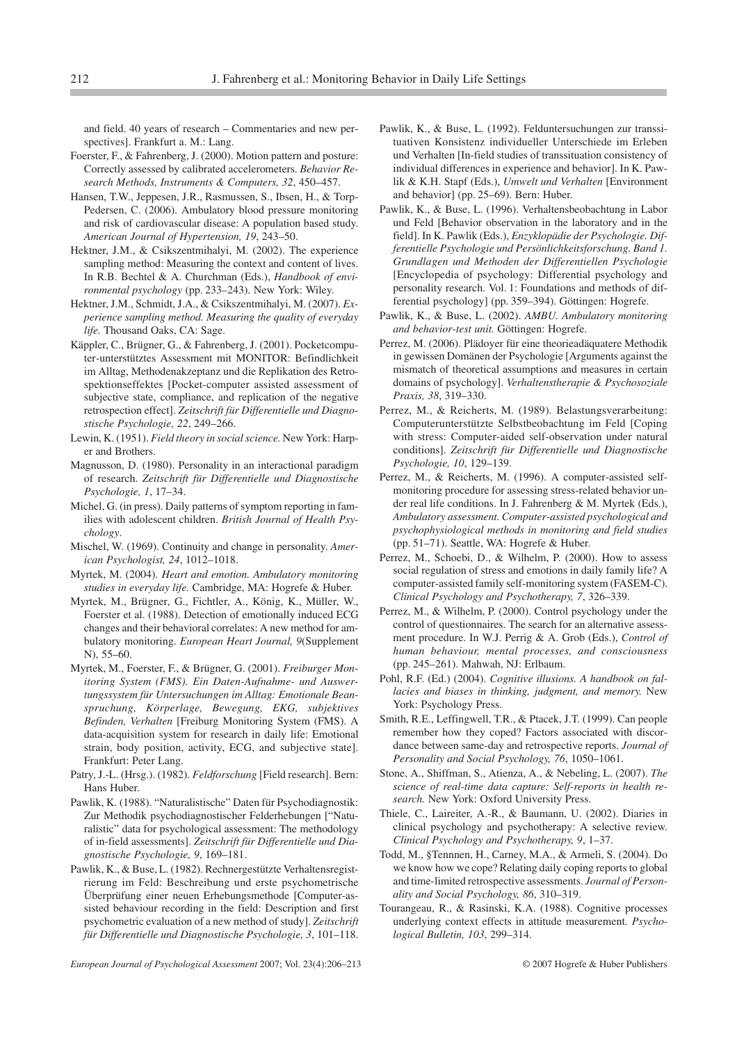and field. 40 years of research – Commentaries and new perspectives]. Frankfurt a. M.: Lang.

Foerster, F., & Fahrenberg, J. (2000). Motion pattern and posture: Correctly assessed by calibrated accelerometers. *Behavior Research Methods, Instruments & Computers, 32*, 450–457.

Hansen, T.W., Jeppesen, J.R., Rasmussen, S., Ibsen, H., & Torp-Pedersen, C. (2006). Ambulatory blood pressure monitoring and risk of cardiovascular disease: A population based study. *American Journal of Hypertension, 19*, 243–50.

Hektner, J.M., & Csikszentmihalyi, M. (2002). The experience sampling method: Measuring the context and content of lives. In R.B. Bechtel & A. Churchman (Eds.), *Handbook of environmental psychology* (pp. 233–243). New York: Wiley.

Hektner, J.M., Schmidt, J.A., & Csikszentmihalyi, M. (2007). *Experience sampling method. Measuring the quality of everyday life.* Thousand Oaks, CA: Sage.

Käppler, C., Brügner, G., & Fahrenberg, J. (2001). Pocketcomputer-unterstütztes Assessment mit MONITOR: Befindlichkeit im Alltag, Methodenakzeptanz und die Replikation des Retrospektionseffektes [Pocket-computer assisted assessment of subjective state, compliance, and replication of the negative retrospection effect]. *Zeitschrift für Differentielle und Diagnostische Psychologie, 22*, 249–266.

Lewin, K. (1951). *Field theory in social science.* New York: Harper and Brothers.

Magnusson, D. (1980). Personality in an interactional paradigm of research. *Zeitschrift für Differentielle und Diagnostische Psychologie, 1*, 17–34.

Michel, G. (in press). Daily patterns of symptom reporting in families with adolescent children. *British Journal of Health Psychology*.

Mischel, W. (1969). Continuity and change in personality. *American Psychologist, 24*, 1012–1018.

Myrtek, M. (2004). *Heart and emotion. Ambulatory monitoring studies in everyday life.* Cambridge, MA: Hogrefe & Huber.

Myrtek, M., Brügner, G., Fichtler, A., König, K., Müller, W., Foerster et al. (1988). Detection of emotionally induced ECG changes and their behavioral correlates: A new method for ambulatory monitoring. *European Heart Journal, 9*(Supplement N), 55–60.

Myrtek, M., Foerster, F., & Brügner, G. (2001). *Freiburger Monitoring System (FMS). Ein Daten-Aufnahme- und Auswertungssystem für Untersuchungen im Alltag: Emotionale Beanspruchung, Körperlage, Bewegung, EKG, subjektives Befinden, Verhalten* [Freiburg Monitoring System (FMS). A data-acquisition system for research in daily life: Emotional strain, body position, activity, ECG, and subjective state]. Frankfurt: Peter Lang.

Patry, J.-L. (Hrsg.). (1982). *Feldforschung* [Field research]. Bern: Hans Huber.

Pawlik, K. (1988). "Naturalistische" Daten für Psychodiagnostik: Zur Methodik psychodiagnostischer Felderhebungen ["Naturalistic" data for psychological assessment: The methodology of in-field assessments]. *Zeitschrift für Differentielle und Diagnostische Psychologie, 9*, 169–181.

Pawlik, K., & Buse, L. (1982). Rechnergestützte Verhaltensregistrierung im Feld: Beschreibung und erste psychometrische Überprüfung einer neuen Erhebungsmethode [Computer-assisted behaviour recording in the field: Description and first psychometric evaluation of a new method of study]. *Zeitschrift für Differentielle und Diagnostische Psychologie, 3*, 101–118.

Pawlik, K., & Buse, L. (1992). Felduntersuchungen zur transsituativen Konsistenz individueller Unterschiede im Erleben und Verhalten [In-field studies of transsituation consistency of individual differences in experience and behavior]. In K. Pawlik & K.H. Stapf (Eds.), *Umwelt und Verhalten* [Environment and behavior] (pp. 25–69). Bern: Huber.

Pawlik, K., & Buse, L. (1996). Verhaltensbeobachtung in Labor und Feld [Behavior observation in the laboratory and in the field]. In K. Pawlik (Eds.), *Enzyklopädie der Psychologie. Differentielle Psychologie und Persönlichkeitsforschung. Band 1. Grundlagen und Methoden der Differentiellen Psychologie* [Encyclopedia of psychology: Differential psychology and personality research. Vol. 1: Foundations and methods of differential psychology] (pp. 359–394). Göttingen: Hogrefe.

Pawlik, K., & Buse, L. (2002). *AMBU. Ambulatory monitoring and behavior-test unit.* Göttingen: Hogrefe.

Perrez, M. (2006). Plädoyer für eine theorieadäquatere Methodik in gewissen Domänen der Psychologie [Arguments against the mismatch of theoretical assumptions and measures in certain domains of psychology]. *Verhaltenstherapie & Psychosoziale Praxis, 38*, 319–330.

Perrez, M., & Reicherts, M. (1989). Belastungsverarbeitung: Computerunterstützte Selbstbeobachtung im Feld [Coping with stress: Computer-aided self-observation under natural conditions]. *Zeitschrift für Differentielle und Diagnostische Psychologie, 10*, 129–139.

Perrez, M., & Reicherts, M. (1996). A computer-assisted self-monitoring procedure for assessing stress-related behavior under real life conditions. In J. Fahrenberg & M. Myrtek (Eds.), *Ambulatory assessment. Computer-assisted psychological and psychophysiological methods in monitoring and field studies* (pp. 51–71). Seattle, WA: Hogrefe & Huber.

Perrez, M., Schoebi, D., & Wilhelm, P. (2000). How to assess social regulation of stress and emotions in daily family life? A computer-assisted family self-monitoring system (FASEM-C). *Clinical Psychology and Psychotherapy, 7*, 326–339.

Perrez, M., & Wilhelm, P. (2000). Control psychology under the control of questionnaires. The search for an alternative assessment procedure. In W.J. Perrig & A. Grob (Eds.), *Control of human behaviour, mental processes, and consciousness* (pp. 245–261). Mahwah, NJ: Erlbaum.

Pohl, R.F. (Ed.) (2004). *Cognitive illusions. A handbook on fallacies and biases in thinking, judgment, and memory.* New York: Psychology Press.

Smith, R.E., Leffingwell, T.R., & Ptacek, J.T. (1999). Can people remember how they coped? Factors associated with discordance between same-day and retrospective reports. *Journal of Personality and Social Psychology, 76*, 1050–1061.

Stone, A., Shiffman, S., Atienza, A., & Nebeling, L. (2007). *The science of real-time data capture: Self-reports in health research.* New York: Oxford University Press.

Thiele, C., Laireiter, A.-R., & Baumann, U. (2002). Diaries in clinical psychology and psychotherapy: A selective review. *Clinical Psychology and Psychotherapy, 9*, 1–37.

Todd, M., §Tennnen, H., Carney, M.A., & Armeli, S. (2004). Do we know how we cope? Relating daily coping reports to global and time-limited retrospective assessments. *Journal of Personality and Social Psychology, 86*, 310–319.

Tourangeau, R., & Rasinski, K.A. (1988). Cognitive processes underlying context effects in attitude measurement. *Psychological Bulletin, 103*, 299–314.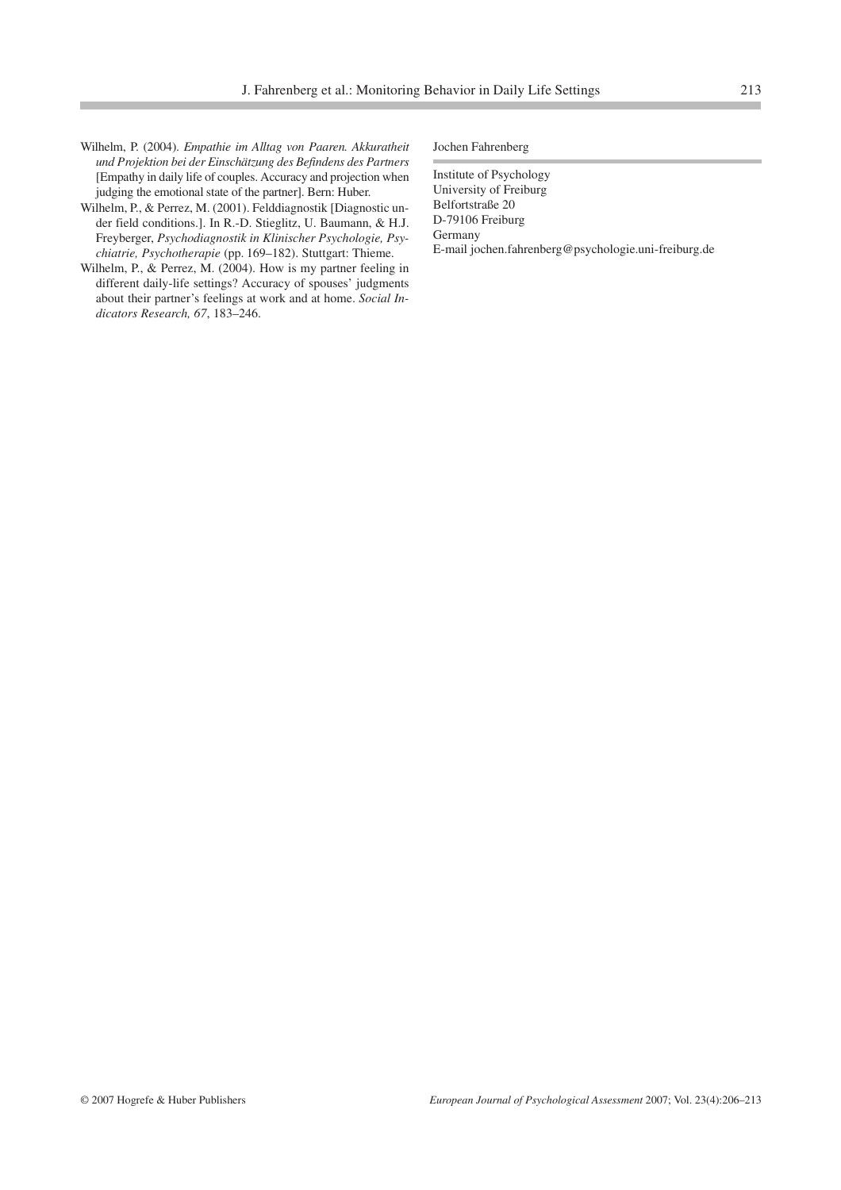Wilhelm, P. (2004). *Empathie im Alltag von Paaren. Akkuratheit und Projektion bei der Einschätzung des Befindens des Partners* [Empathy in daily life of couples. Accuracy and projection when judging the emotional state of the partner]. Bern: Huber.

Wilhelm, P., & Perrez, M. (2001). Felddiagnostik [Diagnostic under field conditions.]. In R.-D. Stieglitz, U. Baumann, & H.J. Freyberger, *Psychodiagnostik in Klinischer Psychologie, Psychiatrie, Psychotherapie* (pp. 169–182). Stuttgart: Thieme.

Wilhelm, P., & Perrez, M. (2004). How is my partner feeling in different daily-life settings? Accuracy of spouses' judgments about their partner's feelings at work and at home. *Social Indicators Research, 67*, 183–246.

Jochen Fahrenberg

Institute of Psychology
University of Freiburg
Belfortstraße 20
D-79106 Freiburg
Germany
E-mail jochen.fahrenberg@psychologie.uni-freiburg.de